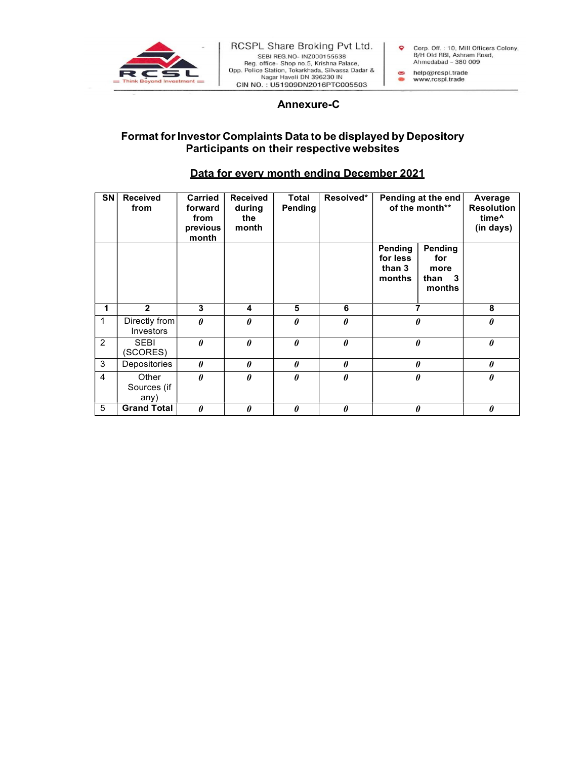RCSPL Share Broking Pvt Ltd.
SEBI REG.NO- INZ000155638
Reg. office- Shop no.5, Krishna Palace,
Opp. Police Station, Tokarkhada, Silvassa Dadar & Nagar Haveli DN 396230 IN
CIN NO. : U51909DN2016PTC005503

Corp. Off. : 10, Mill Officers Colony, B/H Old RBI, Ashram Road, Ahmedabad - 380 009
help@rcspl.trade
www.rcspl.trade

## Annexure-C

### Format for Investor Complaints Data to be displayed by Depository Participants on their respective websites

**Data for every month ending December 2021**

| SN | Received from | Carried forward from previous month | Received during the month | Total Pending | Resolved* | Pending at the end of the month** | | Average Resolution time^ (in days) |
|---|---|---|---|---|---|---|---|---|
| | | | | | | Pending for less than 3 months | Pending for more than 3 months | |
| 1 | 2 | 3 | 4 | 5 | 6 | 7 | | 8 |
| 1 | Directly from Investors | 0 | 0 | 0 | 0 | 0 | | 0 |
| 2 | SEBI (SCORES) | 0 | 0 | 0 | 0 | 0 | | 0 |
| 3 | Depositories | 0 | 0 | 0 | 0 | 0 | | 0 |
| 4 | Other Sources (if any) | 0 | 0 | 0 | 0 | 0 | | 0 |
| 5 | **Grand Total** | 0 | 0 | 0 | 0 | 0 | | 0 |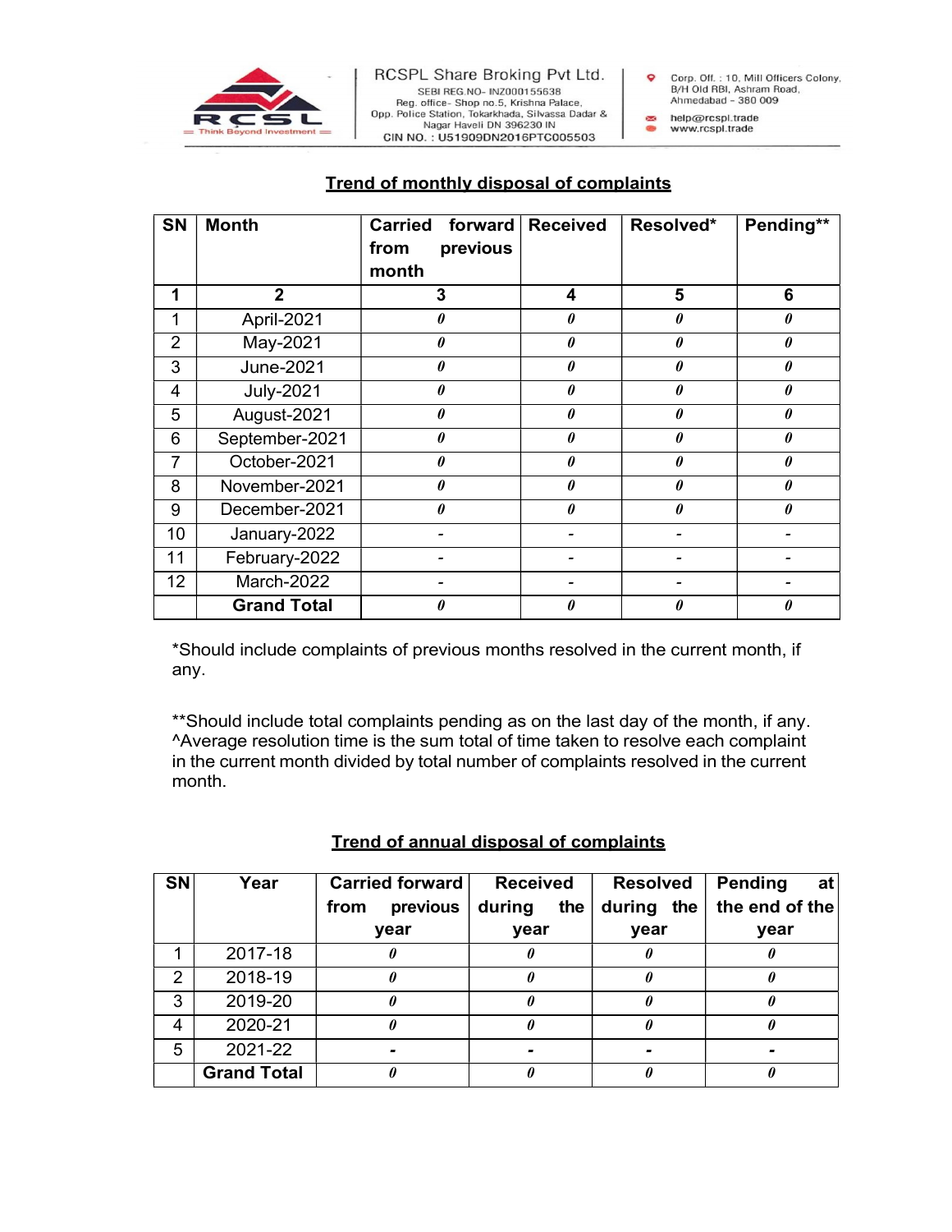RCSPL Share Broking Pvt Ltd.
SEBI REG.NO- INZ000155638
Reg. office- Shop no.5, Krishna Palace,
Opp. Police Station, Tokarkhada, Silvassa Dadar & Nagar Haveli DN 396230 IN
CIN NO. : U51909DN2016PTC005503

Corp. Off. : 10, Mill Officers Colony, B/H Old RBI, Ashram Road, Ahmedabad - 380 009
help@rcspl.trade
www.rcspl.trade

## Trend of monthly disposal of complaints

| SN | Month | Carried forward from previous month | Received | Resolved* | Pending** |
|---|---|---|---|---|---|
| 1 | 2 | 3 | 4 | 5 | 6 |
| 1 | April-2021 | 0 | 0 | 0 | 0 |
| 2 | May-2021 | 0 | 0 | 0 | 0 |
| 3 | June-2021 | 0 | 0 | 0 | 0 |
| 4 | July-2021 | 0 | 0 | 0 | 0 |
| 5 | August-2021 | 0 | 0 | 0 | 0 |
| 6 | September-2021 | 0 | 0 | 0 | 0 |
| 7 | October-2021 | 0 | 0 | 0 | 0 |
| 8 | November-2021 | 0 | 0 | 0 | 0 |
| 9 | December-2021 | 0 | 0 | 0 | 0 |
| 10 | January-2022 | - | - | - | - |
| 11 | February-2022 | - | - | - | - |
| 12 | March-2022 | - | - | - | - |
| | **Grand Total** | 0 | 0 | 0 | 0 |

*Should include complaints of previous months resolved in the current month, if any.

**Should include total complaints pending as on the last day of the month, if any.
^Average resolution time is the sum total of time taken to resolve each complaint in the current month divided by total number of complaints resolved in the current month.

## Trend of annual disposal of complaints

| SN | Year | Carried forward from previous year | Received during the year | Resolved during the year | Pending at the end of the year |
|---|---|---|---|---|---|
| 1 | 2017-18 | 0 | 0 | 0 | 0 |
| 2 | 2018-19 | 0 | 0 | 0 | 0 |
| 3 | 2019-20 | 0 | 0 | 0 | 0 |
| 4 | 2020-21 | 0 | 0 | 0 | 0 |
| 5 | 2021-22 | - | - | - | - |
| | **Grand Total** | 0 | 0 | 0 | 0 |